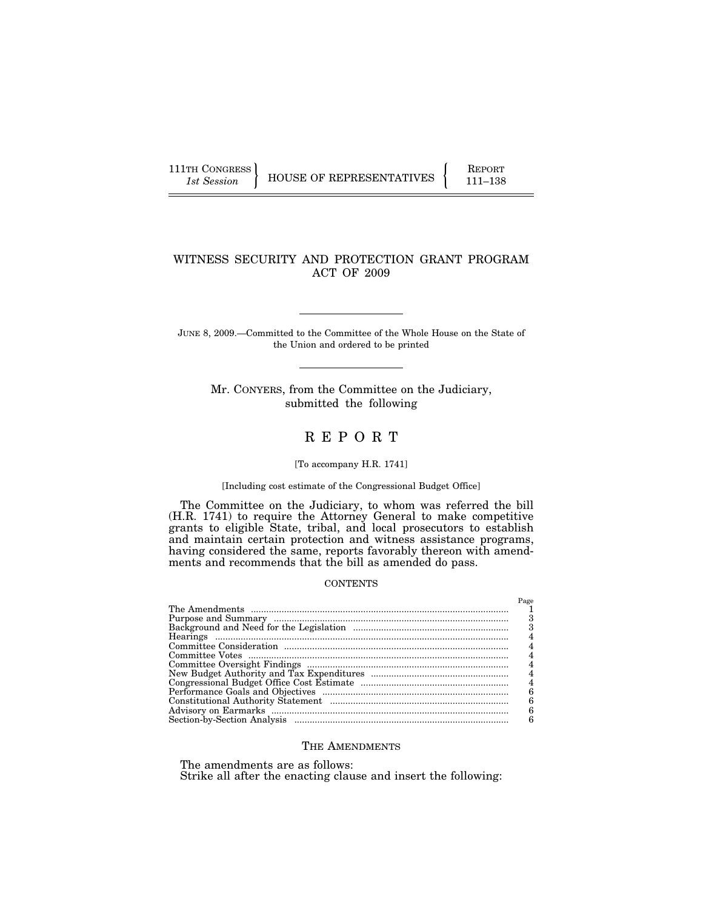111TH CONGRESS
*1st Session*

HOUSE OF REPRESENTATIVES

REPORT
111–138

# WITNESS SECURITY AND PROTECTION GRANT PROGRAM ACT OF 2009

JUNE 8, 2009.—Committed to the Committee of the Whole House on the State of the Union and ordered to be printed

Mr. CONYERS, from the Committee on the Judiciary, submitted the following

# R E P O R T

[To accompany H.R. 1741]

[Including cost estimate of the Congressional Budget Office]

The Committee on the Judiciary, to whom was referred the bill (H.R. 1741) to require the Attorney General to make competitive grants to eligible State, tribal, and local prosecutors to establish and maintain certain protection and witness assistance programs, having considered the same, reports favorably thereon with amendments and recommends that the bill as amended do pass.

## CONTENTS

| | Page |
|---|---|
| The Amendments | 1 |
| Purpose and Summary | 3 |
| Background and Need for the Legislation | 3 |
| Hearings | 4 |
| Committee Consideration | 4 |
| Committee Votes | 4 |
| Committee Oversight Findings | 4 |
| New Budget Authority and Tax Expenditures | 4 |
| Congressional Budget Office Cost Estimate | 4 |
| Performance Goals and Objectives | 6 |
| Constitutional Authority Statement | 6 |
| Advisory on Earmarks | 6 |
| Section-by-Section Analysis | 6 |

## THE AMENDMENTS

The amendments are as follows:

Strike all after the enacting clause and insert the following: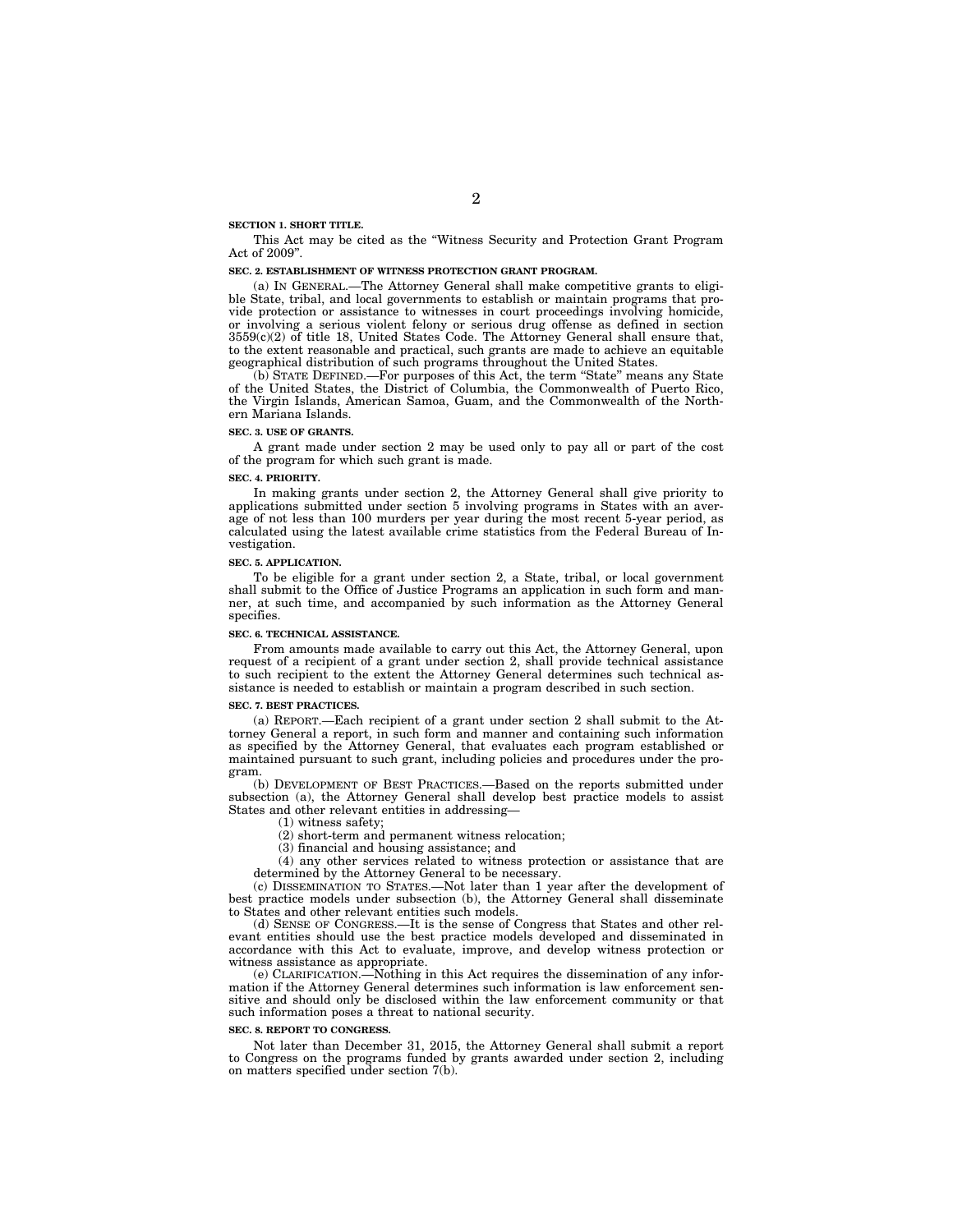**SECTION 1. SHORT TITLE.**

This Act may be cited as the "Witness Security and Protection Grant Program Act of 2009".

**SEC. 2. ESTABLISHMENT OF WITNESS PROTECTION GRANT PROGRAM.**

(a) IN GENERAL.—The Attorney General shall make competitive grants to eligible State, tribal, and local governments to establish or maintain programs that provide protection or assistance to witnesses in court proceedings involving homicide, or involving a serious violent felony or serious drug offense as defined in section 3559(c)(2) of title 18, United States Code. The Attorney General shall ensure that, to the extent reasonable and practical, such grants are made to achieve an equitable geographical distribution of such programs throughout the United States.

(b) STATE DEFINED.—For purposes of this Act, the term "State" means any State of the United States, the District of Columbia, the Commonwealth of Puerto Rico, the Virgin Islands, American Samoa, Guam, and the Commonwealth of the Northern Mariana Islands.

**SEC. 3. USE OF GRANTS.**

A grant made under section 2 may be used only to pay all or part of the cost of the program for which such grant is made.

**SEC. 4. PRIORITY.**

In making grants under section 2, the Attorney General shall give priority to applications submitted under section 5 involving programs in States with an average of not less than 100 murders per year during the most recent 5-year period, as calculated using the latest available crime statistics from the Federal Bureau of Investigation.

**SEC. 5. APPLICATION.**

To be eligible for a grant under section 2, a State, tribal, or local government shall submit to the Office of Justice Programs an application in such form and manner, at such time, and accompanied by such information as the Attorney General specifies.

**SEC. 6. TECHNICAL ASSISTANCE.**

From amounts made available to carry out this Act, the Attorney General, upon request of a recipient of a grant under section 2, shall provide technical assistance to such recipient to the extent the Attorney General determines such technical assistance is needed to establish or maintain a program described in such section.

**SEC. 7. BEST PRACTICES.**

(a) REPORT.—Each recipient of a grant under section 2 shall submit to the Attorney General a report, in such form and manner and containing such information as specified by the Attorney General, that evaluates each program established or maintained pursuant to such grant, including policies and procedures under the program.

(b) DEVELOPMENT OF BEST PRACTICES.—Based on the reports submitted under subsection (a), the Attorney General shall develop best practice models to assist States and other relevant entities in addressing—

(1) witness safety;

(2) short-term and permanent witness relocation;

(3) financial and housing assistance; and

(4) any other services related to witness protection or assistance that are determined by the Attorney General to be necessary.

(c) DISSEMINATION TO STATES.—Not later than 1 year after the development of best practice models under subsection (b), the Attorney General shall disseminate to States and other relevant entities such models.

(d) SENSE OF CONGRESS.—It is the sense of Congress that States and other relevant entities should use the best practice models developed and disseminated in accordance with this Act to evaluate, improve, and develop witness protection or witness assistance as appropriate.

(e) CLARIFICATION.—Nothing in this Act requires the dissemination of any information if the Attorney General determines such information is law enforcement sensitive and should only be disclosed within the law enforcement community or that such information poses a threat to national security.

**SEC. 8. REPORT TO CONGRESS.**

Not later than December 31, 2015, the Attorney General shall submit a report to Congress on the programs funded by grants awarded under section 2, including on matters specified under section 7(b).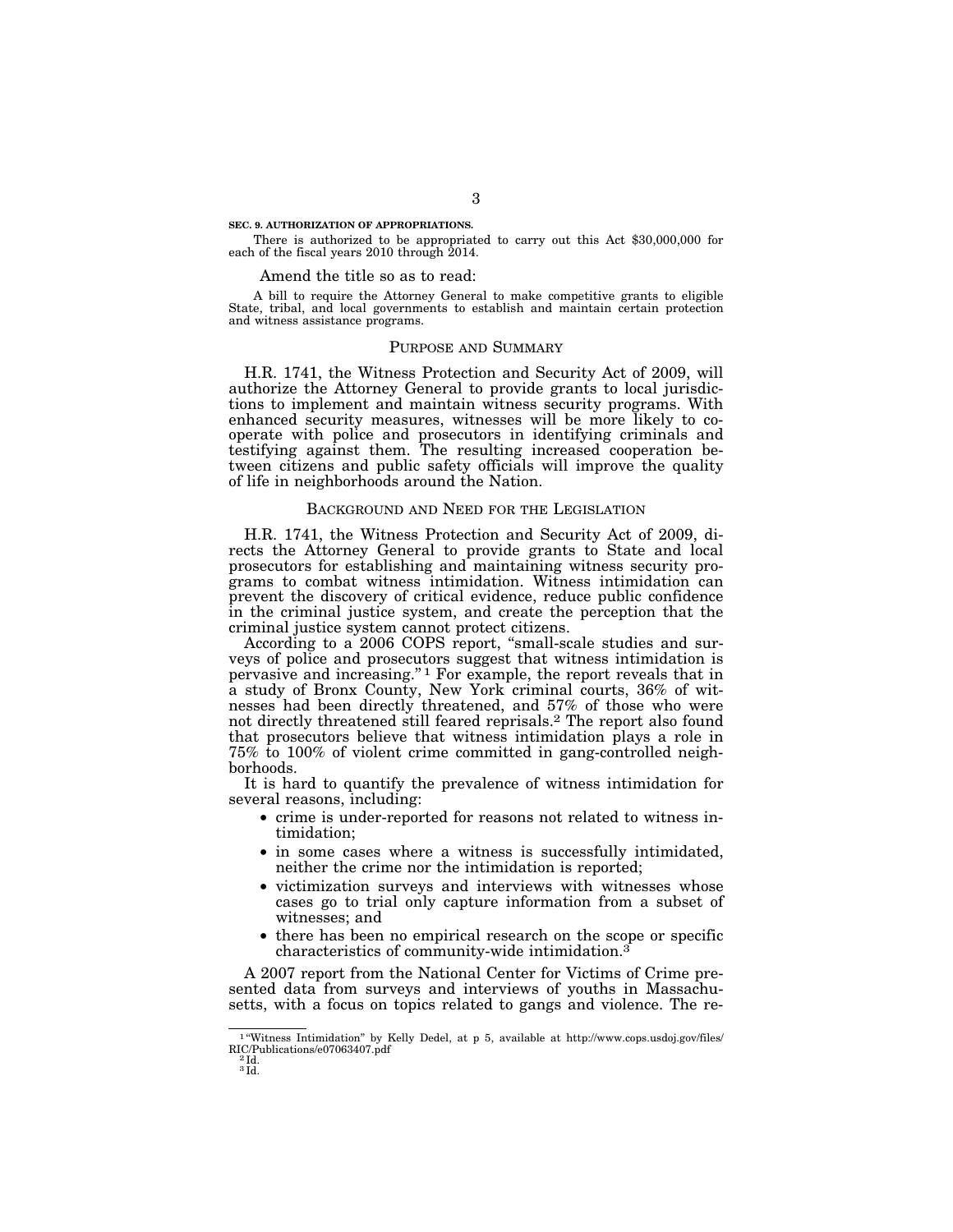**SEC. 9. AUTHORIZATION OF APPROPRIATIONS.**

There is authorized to be appropriated to carry out this Act $30,000,000 for each of the fiscal years 2010 through 2014.

Amend the title so as to read:

A bill to require the Attorney General to make competitive grants to eligible State, tribal, and local governments to establish and maintain certain protection and witness assistance programs.

## PURPOSE AND SUMMARY

H.R. 1741, the Witness Protection and Security Act of 2009, will authorize the Attorney General to provide grants to local jurisdictions to implement and maintain witness security programs. With enhanced security measures, witnesses will be more likely to cooperate with police and prosecutors in identifying criminals and testifying against them. The resulting increased cooperation between citizens and public safety officials will improve the quality of life in neighborhoods around the Nation.

## BACKGROUND AND NEED FOR THE LEGISLATION

H.R. 1741, the Witness Protection and Security Act of 2009, directs the Attorney General to provide grants to State and local prosecutors for establishing and maintaining witness security programs to combat witness intimidation. Witness intimidation can prevent the discovery of critical evidence, reduce public confidence in the criminal justice system, and create the perception that the criminal justice system cannot protect citizens.

According to a 2006 COPS report, "small-scale studies and surveys of police and prosecutors suggest that witness intimidation is pervasive and increasing."[1] For example, the report reveals that in a study of Bronx County, New York criminal courts, 36% of witnesses had been directly threatened, and 57% of those who were not directly threatened still feared reprisals.[2] The report also found that prosecutors believe that witness intimidation plays a role in 75% to 100% of violent crime committed in gang-controlled neighborhoods.

It is hard to quantify the prevalence of witness intimidation for several reasons, including:

- crime is under-reported for reasons not related to witness intimidation;
- in some cases where a witness is successfully intimidated, neither the crime nor the intimidation is reported;
- victimization surveys and interviews with witnesses whose cases go to trial only capture information from a subset of witnesses; and
- there has been no empirical research on the scope or specific characteristics of community-wide intimidation.[3]

A 2007 report from the National Center for Victims of Crime presented data from surveys and interviews of youths in Massachusetts, with a focus on topics related to gangs and violence. The re-

[1] "Witness Intimidation" by Kelly Dedel, at p 5, available at http://www.cops.usdoj.gov/files/RIC/Publications/e07063407.pdf

[2] Id.

[3] Id.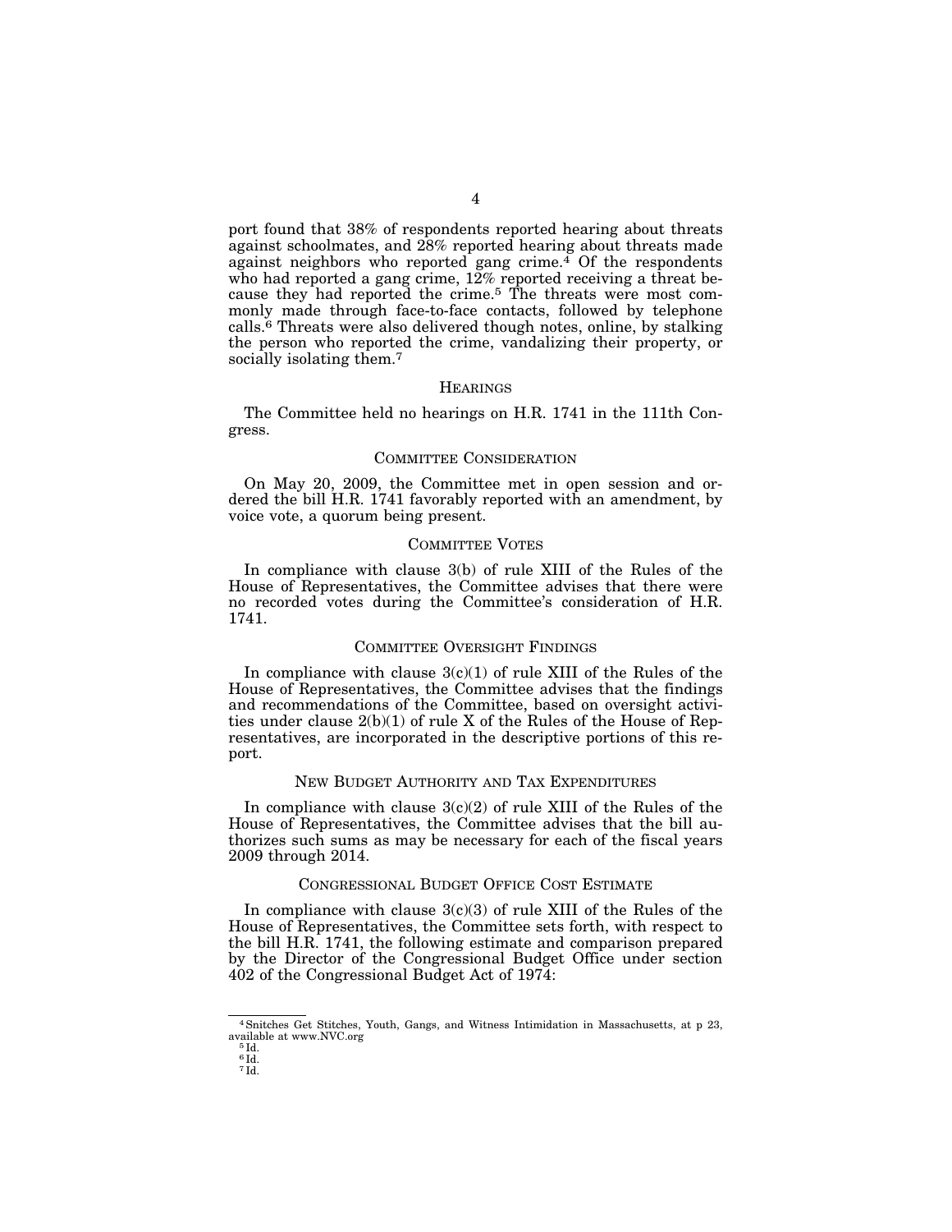port found that 38% of respondents reported hearing about threats against schoolmates, and 28% reported hearing about threats made against neighbors who reported gang crime.[4] Of the respondents who had reported a gang crime, 12% reported receiving a threat because they had reported the crime.[5] The threats were most commonly made through face-to-face contacts, followed by telephone calls.[6] Threats were also delivered though notes, online, by stalking the person who reported the crime, vandalizing their property, or socially isolating them.[7]

## HEARINGS

The Committee held no hearings on H.R. 1741 in the 111th Congress.

## COMMITTEE CONSIDERATION

On May 20, 2009, the Committee met in open session and ordered the bill H.R. 1741 favorably reported with an amendment, by voice vote, a quorum being present.

## COMMITTEE VOTES

In compliance with clause 3(b) of rule XIII of the Rules of the House of Representatives, the Committee advises that there were no recorded votes during the Committee's consideration of H.R. 1741.

## COMMITTEE OVERSIGHT FINDINGS

In compliance with clause 3(c)(1) of rule XIII of the Rules of the House of Representatives, the Committee advises that the findings and recommendations of the Committee, based on oversight activities under clause 2(b)(1) of rule X of the Rules of the House of Representatives, are incorporated in the descriptive portions of this report.

## NEW BUDGET AUTHORITY AND TAX EXPENDITURES

In compliance with clause 3(c)(2) of rule XIII of the Rules of the House of Representatives, the Committee advises that the bill authorizes such sums as may be necessary for each of the fiscal years 2009 through 2014.

## CONGRESSIONAL BUDGET OFFICE COST ESTIMATE

In compliance with clause 3(c)(3) of rule XIII of the Rules of the House of Representatives, the Committee sets forth, with respect to the bill H.R. 1741, the following estimate and comparison prepared by the Director of the Congressional Budget Office under section 402 of the Congressional Budget Act of 1974:

---

[4] Snitches Get Stitches, Youth, Gangs, and Witness Intimidation in Massachusetts, at p 23, available at www.NVC.org
[5] Id.
[6] Id.
[7] Id.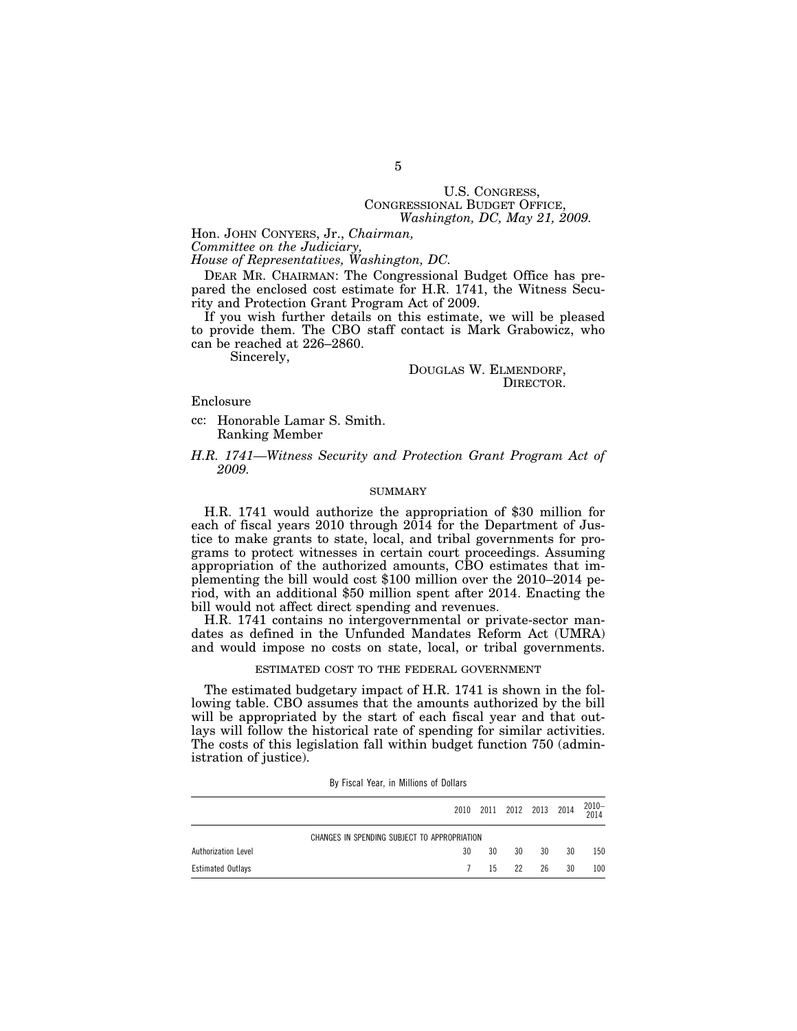U.S. CONGRESS,
CONGRESSIONAL BUDGET OFFICE,
*Washington, DC, May 21, 2009.*

Hon. JOHN CONYERS, Jr., *Chairman,*
*Committee on the Judiciary,*
*House of Representatives, Washington, DC.*

DEAR MR. CHAIRMAN: The Congressional Budget Office has prepared the enclosed cost estimate for H.R. 1741, the Witness Security and Protection Grant Program Act of 2009.

If you wish further details on this estimate, we will be pleased to provide them. The CBO staff contact is Mark Grabowicz, who can be reached at 226–2860.

Sincerely,

DOUGLAS W. ELMENDORF,
DIRECTOR.

Enclosure

cc: Honorable Lamar S. Smith.
Ranking Member

*H.R. 1741—Witness Security and Protection Grant Program Act of 2009.*

## SUMMARY

H.R. 1741 would authorize the appropriation of $30 million for each of fiscal years 2010 through 2014 for the Department of Justice to make grants to state, local, and tribal governments for programs to protect witnesses in certain court proceedings. Assuming appropriation of the authorized amounts, CBO estimates that implementing the bill would cost $100 million over the 2010–2014 period, with an additional $50 million spent after 2014. Enacting the bill would not affect direct spending and revenues.

H.R. 1741 contains no intergovernmental or private-sector mandates as defined in the Unfunded Mandates Reform Act (UMRA) and would impose no costs on state, local, or tribal governments.

## ESTIMATED COST TO THE FEDERAL GOVERNMENT

The estimated budgetary impact of H.R. 1741 is shown in the following table. CBO assumes that the amounts authorized by the bill will be appropriated by the start of each fiscal year and that outlays will follow the historical rate of spending for similar activities. The costs of this legislation fall within budget function 750 (administration of justice).

By Fiscal Year, in Millions of Dollars

| | 2010 | 2011 | 2012 | 2013 | 2014 | 2010–2014 |
|---|---|---|---|---|---|---|
| CHANGES IN SPENDING SUBJECT TO APPROPRIATION | | | | | | |
| Authorization Level | 30 | 30 | 30 | 30 | 30 | 150 |
| Estimated Outlays | 7 | 15 | 22 | 26 | 30 | 100 |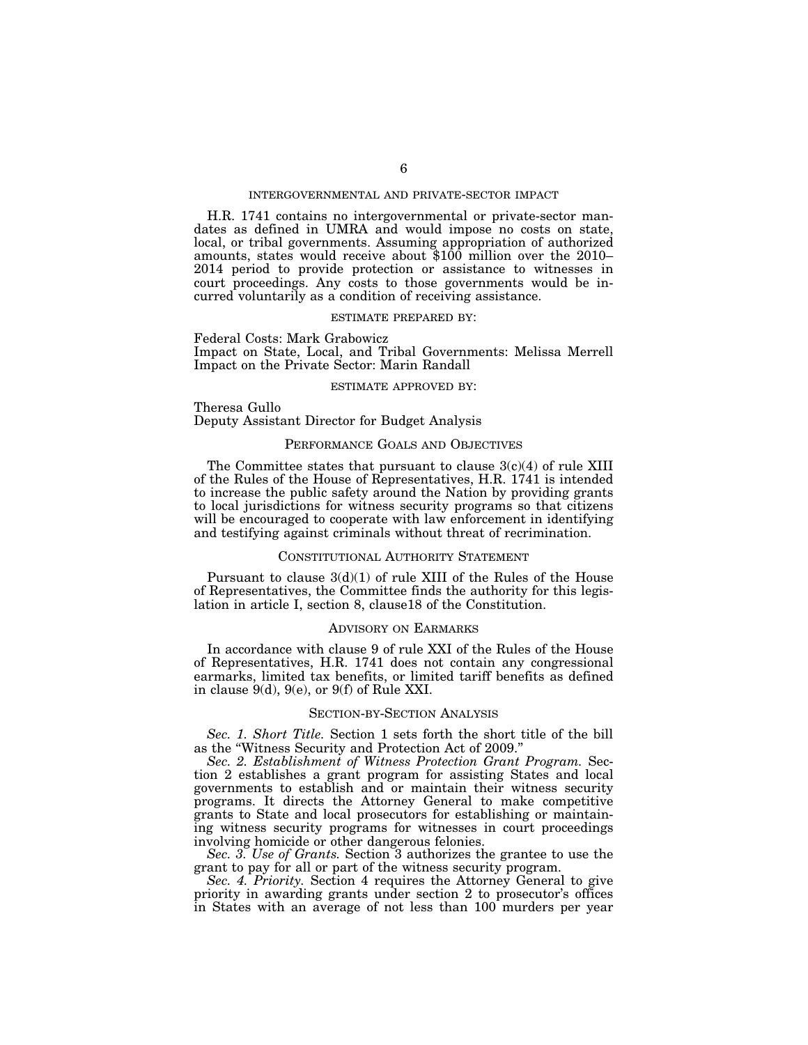### INTERGOVERNMENTAL AND PRIVATE-SECTOR IMPACT

H.R. 1741 contains no intergovernmental or private-sector mandates as defined in UMRA and would impose no costs on state, local, or tribal governments. Assuming appropriation of authorized amounts, states would receive about $100 million over the 2010–2014 period to provide protection or assistance to witnesses in court proceedings. Any costs to those governments would be incurred voluntarily as a condition of receiving assistance.

### ESTIMATE PREPARED BY:

Federal Costs: Mark Grabowicz
Impact on State, Local, and Tribal Governments: Melissa Merrell
Impact on the Private Sector: Marin Randall

### ESTIMATE APPROVED BY:

Theresa Gullo
Deputy Assistant Director for Budget Analysis

## PERFORMANCE GOALS AND OBJECTIVES

The Committee states that pursuant to clause 3(c)(4) of rule XIII of the Rules of the House of Representatives, H.R. 1741 is intended to increase the public safety around the Nation by providing grants to local jurisdictions for witness security programs so that citizens will be encouraged to cooperate with law enforcement in identifying and testifying against criminals without threat of recrimination.

## CONSTITUTIONAL AUTHORITY STATEMENT

Pursuant to clause 3(d)(1) of rule XIII of the Rules of the House of Representatives, the Committee finds the authority for this legislation in article I, section 8, clause18 of the Constitution.

## ADVISORY ON EARMARKS

In accordance with clause 9 of rule XXI of the Rules of the House of Representatives, H.R. 1741 does not contain any congressional earmarks, limited tax benefits, or limited tariff benefits as defined in clause 9(d), 9(e), or 9(f) of Rule XXI.

## SECTION-BY-SECTION ANALYSIS

*Sec. 1. Short Title.* Section 1 sets forth the short title of the bill as the "Witness Security and Protection Act of 2009."

*Sec. 2. Establishment of Witness Protection Grant Program.* Section 2 establishes a grant program for assisting States and local governments to establish and or maintain their witness security programs. It directs the Attorney General to make competitive grants to State and local prosecutors for establishing or maintaining witness security programs for witnesses in court proceedings involving homicide or other dangerous felonies.

*Sec. 3. Use of Grants.* Section 3 authorizes the grantee to use the grant to pay for all or part of the witness security program.

*Sec. 4. Priority.* Section 4 requires the Attorney General to give priority in awarding grants under section 2 to prosecutor's offices in States with an average of not less than 100 murders per year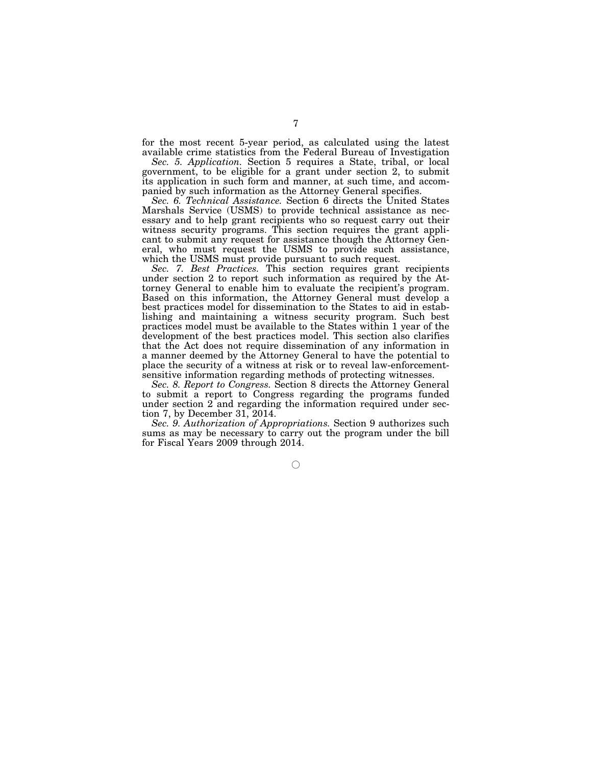for the most recent 5-year period, as calculated using the latest available crime statistics from the Federal Bureau of Investigation

*Sec. 5. Application.* Section 5 requires a State, tribal, or local government, to be eligible for a grant under section 2, to submit its application in such form and manner, at such time, and accompanied by such information as the Attorney General specifies.

*Sec. 6. Technical Assistance.* Section 6 directs the United States Marshals Service (USMS) to provide technical assistance as necessary and to help grant recipients who so request carry out their witness security programs. This section requires the grant applicant to submit any request for assistance though the Attorney General, who must request the USMS to provide such assistance, which the USMS must provide pursuant to such request.

*Sec. 7. Best Practices.* This section requires grant recipients under section 2 to report such information as required by the Attorney General to enable him to evaluate the recipient's program. Based on this information, the Attorney General must develop a best practices model for dissemination to the States to aid in establishing and maintaining a witness security program. Such best practices model must be available to the States within 1 year of the development of the best practices model. This section also clarifies that the Act does not require dissemination of any information in a manner deemed by the Attorney General to have the potential to place the security of a witness at risk or to reveal law-enforcement-sensitive information regarding methods of protecting witnesses.

*Sec. 8. Report to Congress.* Section 8 directs the Attorney General to submit a report to Congress regarding the programs funded under section 2 and regarding the information required under section 7, by December 31, 2014.

*Sec. 9. Authorization of Appropriations.* Section 9 authorizes such sums as may be necessary to carry out the program under the bill for Fiscal Years 2009 through 2014.